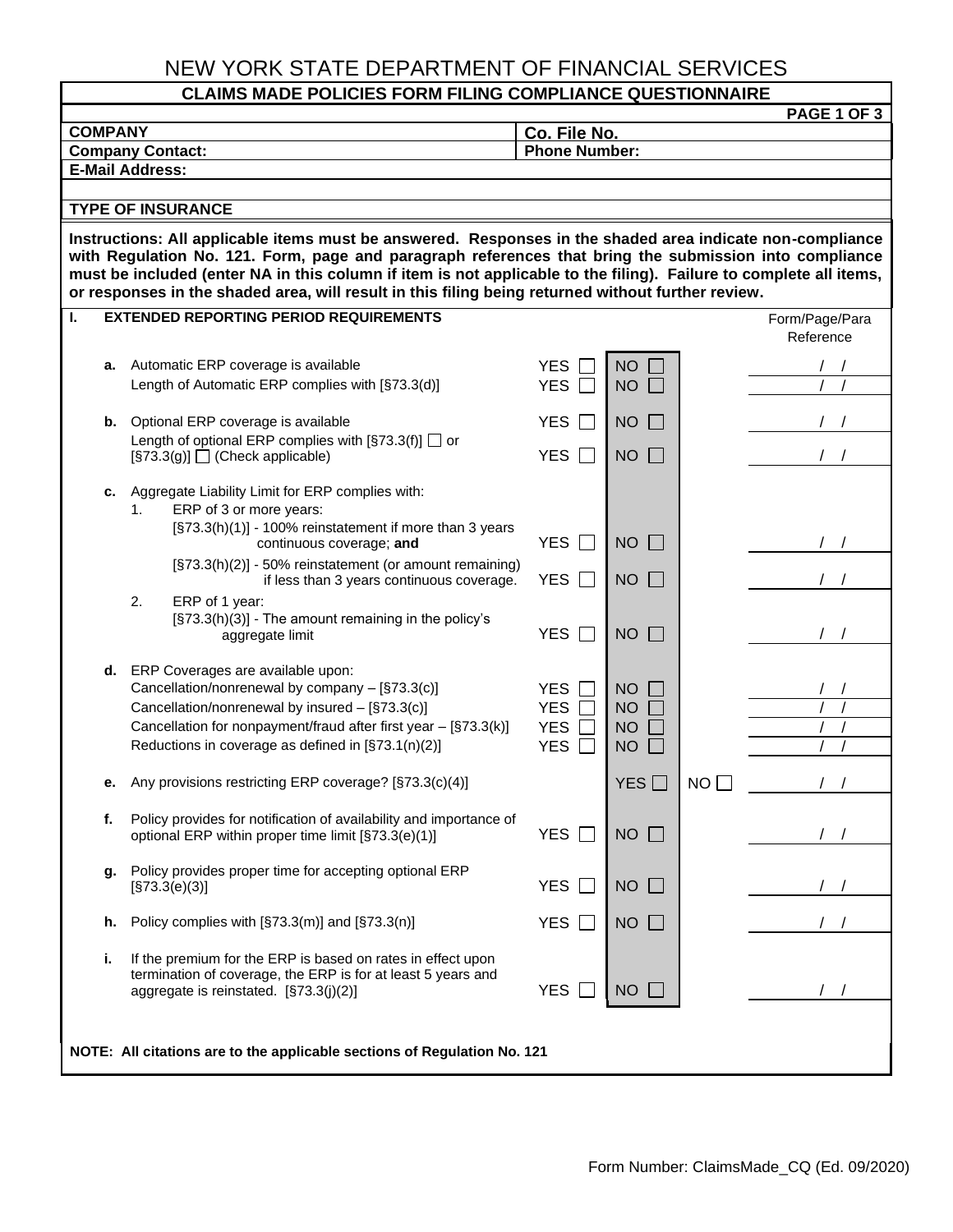# NEW YORK STATE DEPARTMENT OF FINANCIAL SERVICES

## CLAIMS MADE POLICIES FORM FILING COMPLIANCE QUESTIONNAIRE

| | |
|---|---|
| **COMPANY** | **Co. File No.** |
| **Company Contact:** | **Phone Number:** |
| **E-Mail Address:** | |

**TYPE OF INSURANCE**

**Instructions: All applicable items must be answered. Responses in the shaded area indicate non-compliance with Regulation No. 121. Form, page and paragraph references that bring the submission into compliance must be included (enter NA in this column if item is not applicable to the filing). Failure to complete all items, or responses in the shaded area, will result in this filing being returned without further review.**

| | | | | | Form/Page/Para Reference |
|---|---|---|---|---|---|
| **I.** | **EXTENDED REPORTING PERIOD REQUIREMENTS** | | | | |
| **a.** | Automatic ERP coverage is available | YES ☐ | NO ☐ | | / / |
| | Length of Automatic ERP complies with [§73.3(d)] | YES ☐ | NO ☐ | | / / |
| **b.** | Optional ERP coverage is available | YES ☐ | NO ☐ | | / / |
| | Length of optional ERP complies with [§73.3(f)] ☐ or [§73.3(g)] ☐ (Check applicable) | YES ☐ | NO ☐ | | / / |
| **c.** | Aggregate Liability Limit for ERP complies with: | | | | |
| | 1. ERP of 3 or more years: | | | | |
| | [§73.3(h)(1)] - 100% reinstatement if more than 3 years continuous coverage; **and** | YES ☐ | NO ☐ | | / / |
| | [§73.3(h)(2)] - 50% reinstatement (or amount remaining) if less than 3 years continuous coverage. | YES ☐ | NO ☐ | | / / |
| | 2. ERP of 1 year: | | | | |
| | [§73.3(h)(3)] - The amount remaining in the policy's aggregate limit | YES ☐ | NO ☐ | | / / |
| **d.** | ERP Coverages are available upon: | | | | |
| | Cancellation/nonrenewal by company – [§73.3(c)] | YES ☐ | NO ☐ | | / / |
| | Cancellation/nonrenewal by insured – [§73.3(c)] | YES ☐ | NO ☐ | | / / |
| | Cancellation for nonpayment/fraud after first year – [§73.3(k)] | YES ☐ | NO ☐ | | / / |
| | Reductions in coverage as defined in [§73.1(n)(2)] | YES ☐ | NO ☐ | | / / |
| **e.** | Any provisions restricting ERP coverage? [§73.3(c)(4)] | | YES ☐ | NO ☐ | / / |
| **f.** | Policy provides for notification of availability and importance of optional ERP within proper time limit [§73.3(e)(1)] | YES ☐ | NO ☐ | | / / |
| **g.** | Policy provides proper time for accepting optional ERP [§73.3(e)(3)] | YES ☐ | NO ☐ | | / / |
| **h.** | Policy complies with [§73.3(m)] and [§73.3(n)] | YES ☐ | NO ☐ | | / / |
| **i.** | If the premium for the ERP is based on rates in effect upon termination of coverage, the ERP is for at least 5 years and aggregate is reinstated. [§73.3(j)(2)] | YES ☐ | NO ☐ | | / / |

**NOTE: All citations are to the applicable sections of Regulation No. 121**

Form Number: ClaimsMade_CQ (Ed. 09/2020)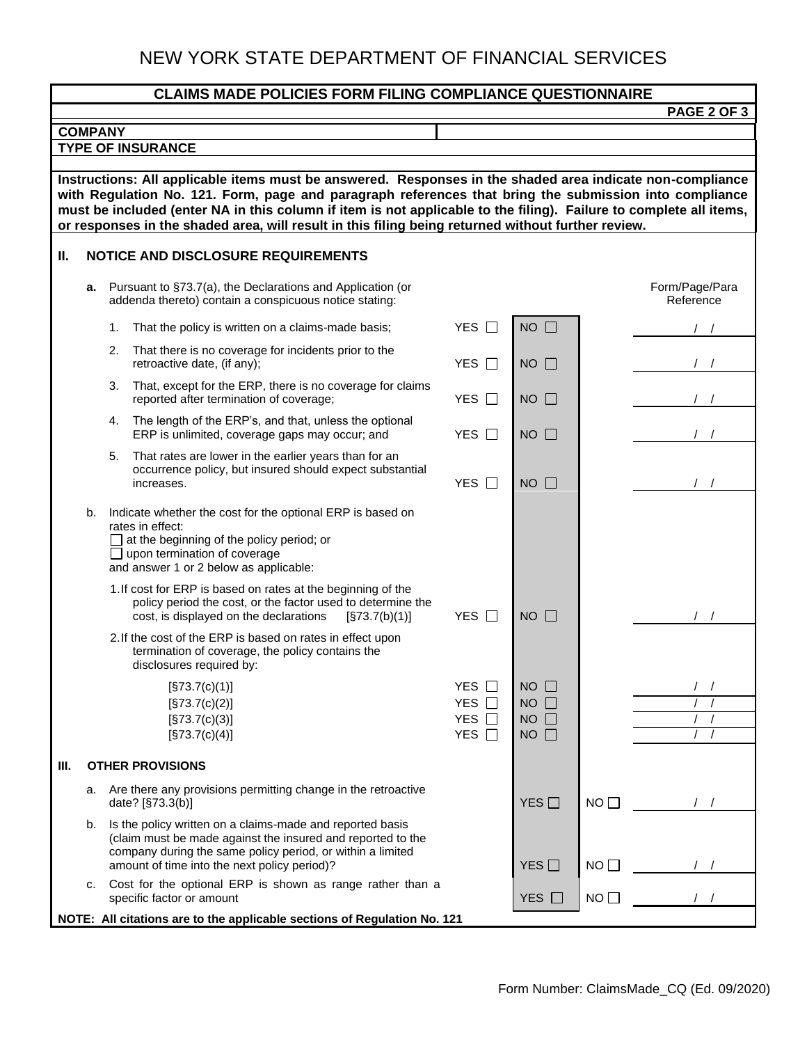# NEW YORK STATE DEPARTMENT OF FINANCIAL SERVICES

## CLAIMS MADE POLICIES FORM FILING COMPLIANCE QUESTIONNAIRE

**PAGE 2 OF 3**

**COMPANY**

**TYPE OF INSURANCE**

**Instructions: All applicable items must be answered. Responses in the shaded area indicate non-compliance with Regulation No. 121. Form, page and paragraph references that bring the submission into compliance must be included (enter NA in this column if item is not applicable to the filing). Failure to complete all items, or responses in the shaded area, will result in this filing being returned without further review.**

## II. NOTICE AND DISCLOSURE REQUIREMENTS

| | | | | Form/Page/Para Reference |
|---|---|---|---|---|
| **a.** Pursuant to §73.7(a), the Declarations and Application (or addenda thereto) contain a conspicuous notice stating: | | | | |
| 1. That the policy is written on a claims-made basis; | YES ☐ | NO ☐ | | / / |
| 2. That there is no coverage for incidents prior to the retroactive date, (if any); | YES ☐ | NO ☐ | | / / |
| 3. That, except for the ERP, there is no coverage for claims reported after termination of coverage; | YES ☐ | NO ☐ | | / / |
| 4. The length of the ERP's, and that, unless the optional ERP is unlimited, coverage gaps may occur; and | YES ☐ | NO ☐ | | / / |
| 5. That rates are lower in the earlier years than for an occurrence policy, but insured should expect substantial increases. | YES ☐ | NO ☐ | | / / |
| b. Indicate whether the cost for the optional ERP is based on rates in effect:<br>☐ at the beginning of the policy period; or<br>☐ upon termination of coverage<br>and answer 1 or 2 below as applicable: | | | | |
| 1. If cost for ERP is based on rates at the beginning of the policy period the cost, or the factor used to determine the cost, is displayed on the declarations [§73.7(b)(1)] | YES ☐ | NO ☐ | | / / |
| 2. If the cost of the ERP is based on rates in effect upon termination of coverage, the policy contains the disclosures required by: | | | | |
| [§73.7(c)(1)] | YES ☐ | NO ☐ | | / / |
| [§73.7(c)(2)] | YES ☐ | NO ☐ | | / / |
| [§73.7(c)(3)] | YES ☐ | NO ☐ | | / / |
| [§73.7(c)(4)] | YES ☐ | NO ☐ | | / / |

## III. OTHER PROVISIONS

| | | | | |
|---|---|---|---|---|
| a. Are there any provisions permitting change in the retroactive date? [§73.3(b)] | | YES ☐ | NO ☐ | / / |
| b. Is the policy written on a claims-made and reported basis (claim must be made against the insured and reported to the company during the same policy period, or within a limited amount of time into the next policy period)? | | YES ☐ | NO ☐ | / / |
| c. Cost for the optional ERP is shown as range rather than a specific factor or amount | | YES ☐ | NO ☐ | / / |

**NOTE: All citations are to the applicable sections of Regulation No. 121**

Form Number: ClaimsMade_CQ (Ed. 09/2020)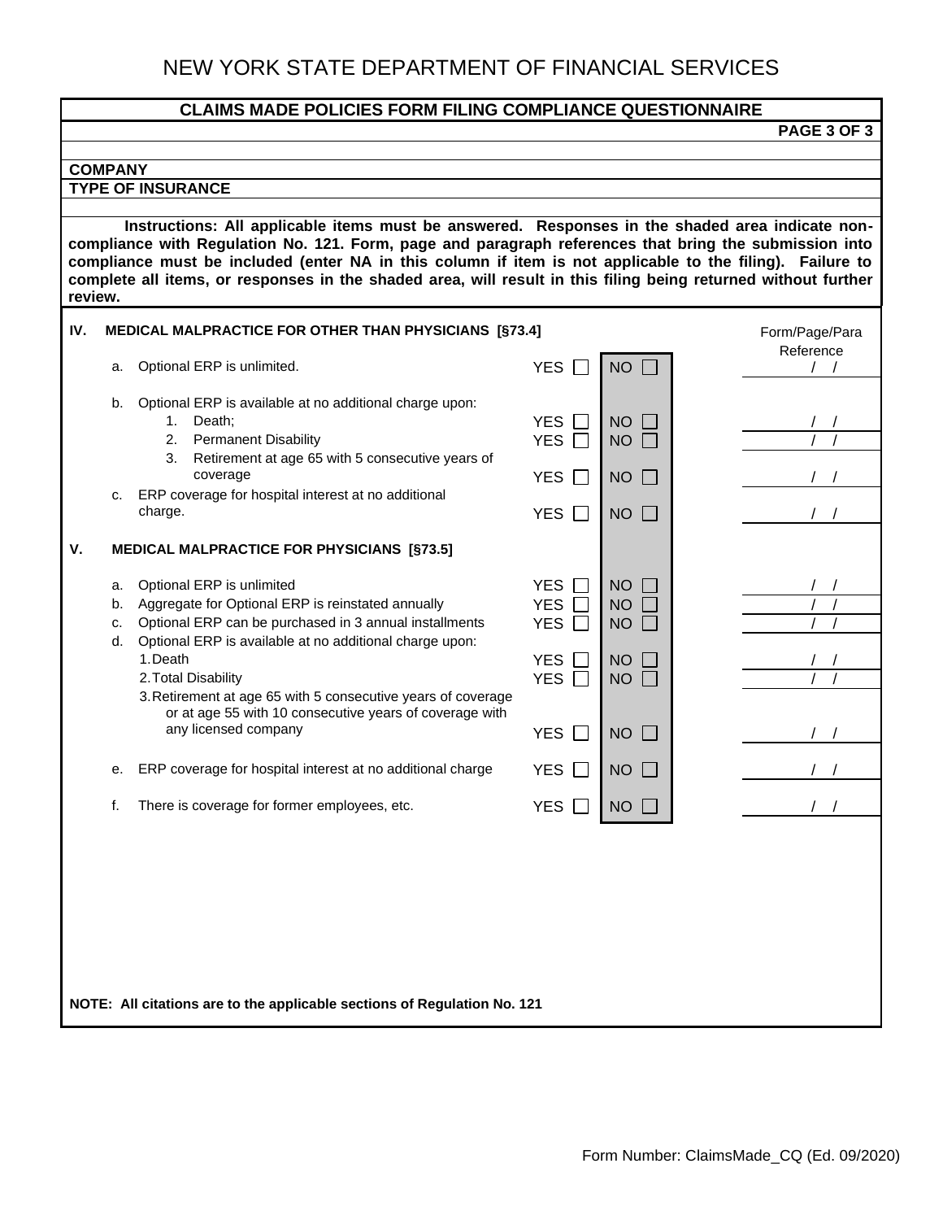# NEW YORK STATE DEPARTMENT OF FINANCIAL SERVICES

## CLAIMS MADE POLICIES FORM FILING COMPLIANCE QUESTIONNAIRE

**COMPANY**

**TYPE OF INSURANCE**

**Instructions: All applicable items must be answered. Responses in the shaded area indicate non-compliance with Regulation No. 121. Form, page and paragraph references that bring the submission into compliance must be included (enter NA in this column if item is not applicable to the filing). Failure to complete all items, or responses in the shaded area, will result in this filing being returned without further review.**

| | | | | Form/Page/Para Reference |
|---|---|---|---|---|
| **IV.** | **MEDICAL MALPRACTICE FOR OTHER THAN PHYSICIANS [§73.4]** | | | |
| a. | Optional ERP is unlimited. | YES ☐ | NO ☐ | / / |
| b. | Optional ERP is available at no additional charge upon: | | | |
| | 1. Death; | YES ☐ | NO ☐ | / / |
| | 2. Permanent Disability | YES ☐ | NO ☐ | / / |
| | 3. Retirement at age 65 with 5 consecutive years of coverage | YES ☐ | NO ☐ | / / |
| c. | ERP coverage for hospital interest at no additional charge. | YES ☐ | NO ☐ | / / |
| **V.** | **MEDICAL MALPRACTICE FOR PHYSICIANS [§73.5]** | | | |
| a. | Optional ERP is unlimited | YES ☐ | NO ☐ | / / |
| b. | Aggregate for Optional ERP is reinstated annually | YES ☐ | NO ☐ | / / |
| c. | Optional ERP can be purchased in 3 annual installments | YES ☐ | NO ☐ | / / |
| d. | Optional ERP is available at no additional charge upon: | | | |
| | 1. Death | YES ☐ | NO ☐ | / / |
| | 2. Total Disability | YES ☐ | NO ☐ | / / |
| | 3. Retirement at age 65 with 5 consecutive years of coverage or at age 55 with 10 consecutive years of coverage with any licensed company | YES ☐ | NO ☐ | / / |
| e. | ERP coverage for hospital interest at no additional charge | YES ☐ | NO ☐ | / / |
| f. | There is coverage for former employees, etc. | YES ☐ | NO ☐ | / / |

**NOTE: All citations are to the applicable sections of Regulation No. 121**

Form Number: ClaimsMade_CQ (Ed. 09/2020)